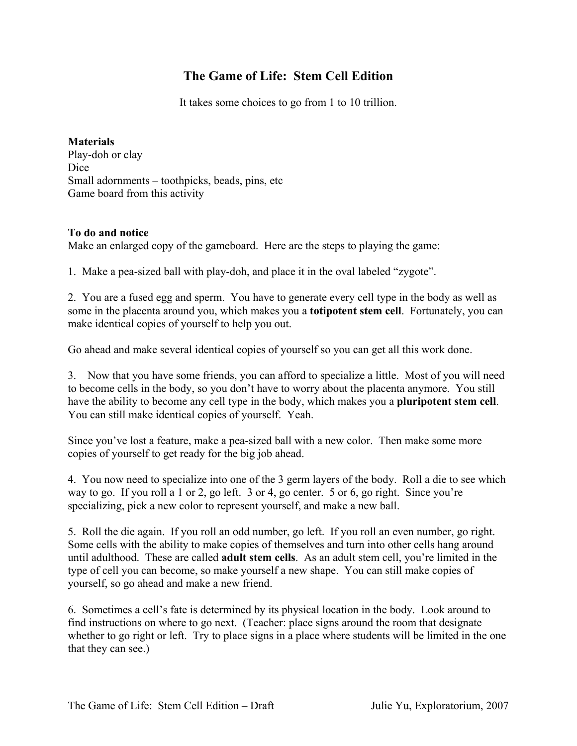# The Game of Life: Stem Cell Edition

It takes some choices to go from 1 to 10 trillion.

**Materials**
Play-doh or clay
Dice
Small adornments – toothpicks, beads, pins, etc
Game board from this activity

**To do and notice**
Make an enlarged copy of the gameboard. Here are the steps to playing the game:

1. Make a pea-sized ball with play-doh, and place it in the oval labeled "zygote".

2. You are a fused egg and sperm. You have to generate every cell type in the body as well as some in the placenta around you, which makes you a **totipotent stem cell**. Fortunately, you can make identical copies of yourself to help you out.

Go ahead and make several identical copies of yourself so you can get all this work done.

3. Now that you have some friends, you can afford to specialize a little. Most of you will need to become cells in the body, so you don't have to worry about the placenta anymore. You still have the ability to become any cell type in the body, which makes you a **pluripotent stem cell**. You can still make identical copies of yourself. Yeah.

Since you've lost a feature, make a pea-sized ball with a new color. Then make some more copies of yourself to get ready for the big job ahead.

4. You now need to specialize into one of the 3 germ layers of the body. Roll a die to see which way to go. If you roll a 1 or 2, go left. 3 or 4, go center. 5 or 6, go right. Since you're specializing, pick a new color to represent yourself, and make a new ball.

5. Roll the die again. If you roll an odd number, go left. If you roll an even number, go right. Some cells with the ability to make copies of themselves and turn into other cells hang around until adulthood. These are called **adult stem cells**. As an adult stem cell, you're limited in the type of cell you can become, so make yourself a new shape. You can still make copies of yourself, so go ahead and make a new friend.

6. Sometimes a cell's fate is determined by its physical location in the body. Look around to find instructions on where to go next. (Teacher: place signs around the room that designate whether to go right or left. Try to place signs in a place where students will be limited in the one that they can see.)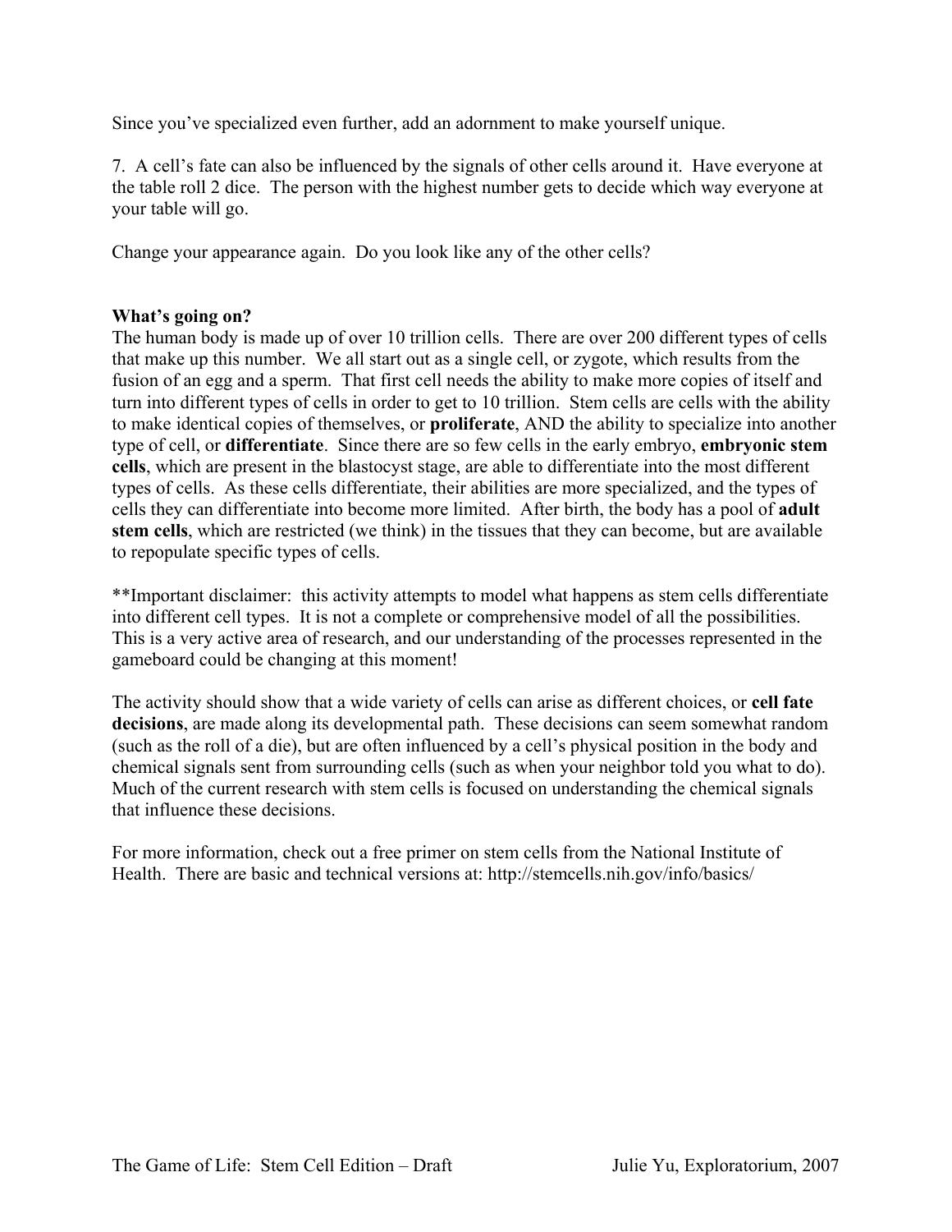Since you've specialized even further, add an adornment to make yourself unique.

7. A cell's fate can also be influenced by the signals of other cells around it. Have everyone at the table roll 2 dice. The person with the highest number gets to decide which way everyone at your table will go.

Change your appearance again. Do you look like any of the other cells?

**What's going on?**

The human body is made up of over 10 trillion cells. There are over 200 different types of cells that make up this number. We all start out as a single cell, or zygote, which results from the fusion of an egg and a sperm. That first cell needs the ability to make more copies of itself and turn into different types of cells in order to get to 10 trillion. Stem cells are cells with the ability to make identical copies of themselves, or **proliferate**, AND the ability to specialize into another type of cell, or **differentiate**. Since there are so few cells in the early embryo, **embryonic stem cells**, which are present in the blastocyst stage, are able to differentiate into the most different types of cells. As these cells differentiate, their abilities are more specialized, and the types of cells they can differentiate into become more limited. After birth, the body has a pool of **adult stem cells**, which are restricted (we think) in the tissues that they can become, but are available to repopulate specific types of cells.

**Important disclaimer: this activity attempts to model what happens as stem cells differentiate into different cell types. It is not a complete or comprehensive model of all the possibilities. This is a very active area of research, and our understanding of the processes represented in the gameboard could be changing at this moment!

The activity should show that a wide variety of cells can arise as different choices, or **cell fate decisions**, are made along its developmental path. These decisions can seem somewhat random (such as the roll of a die), but are often influenced by a cell's physical position in the body and chemical signals sent from surrounding cells (such as when your neighbor told you what to do). Much of the current research with stem cells is focused on understanding the chemical signals that influence these decisions.

For more information, check out a free primer on stem cells from the National Institute of Health. There are basic and technical versions at: http://stemcells.nih.gov/info/basics/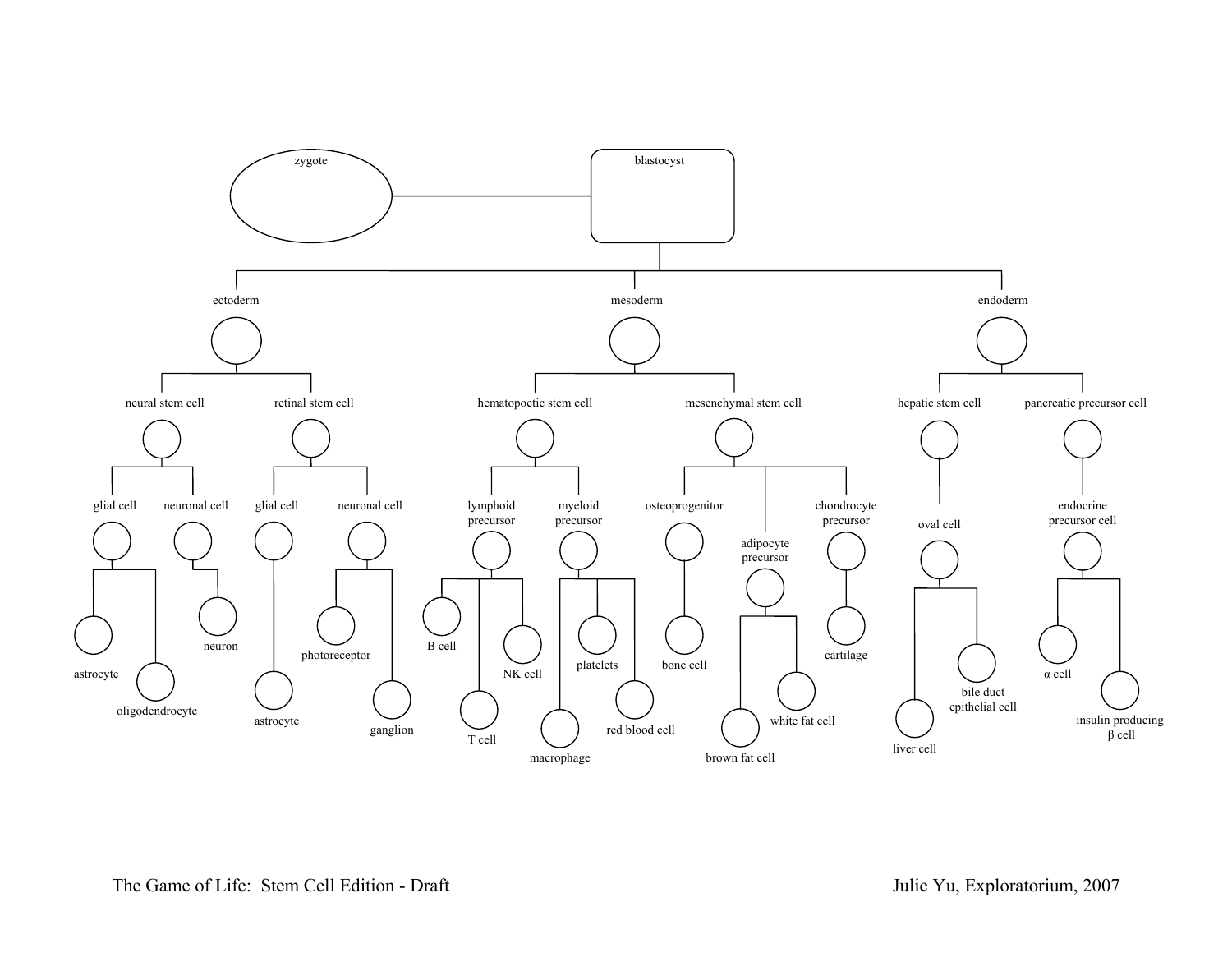zygote

blastocyst

ectoderm

mesoderm

endoderm

neural stem cell

retinal stem cell

hematopoetic stem cell

mesenchymal stem cell

hepatic stem cell

pancreatic precursor cell

glial cell

neuronal cell

glial cell

neuronal cell

lymphoid precursor

myeloid precursor

osteoprogenitor

adipocyte precursor

chondrocyte precursor

oval cell

endocrine precursor cell

astrocyte

oligodendrocyte

neuron

astrocyte

photoreceptor

ganglion

B cell

T cell

NK cell

macrophage

platelets

red blood cell

bone cell

brown fat cell

white fat cell

cartilage

liver cell

bile duct epithelial cell

α cell

insulin producing β cell

The Game of Life: Stem Cell Edition - Draft

Julie Yu, Exploratorium, 2007